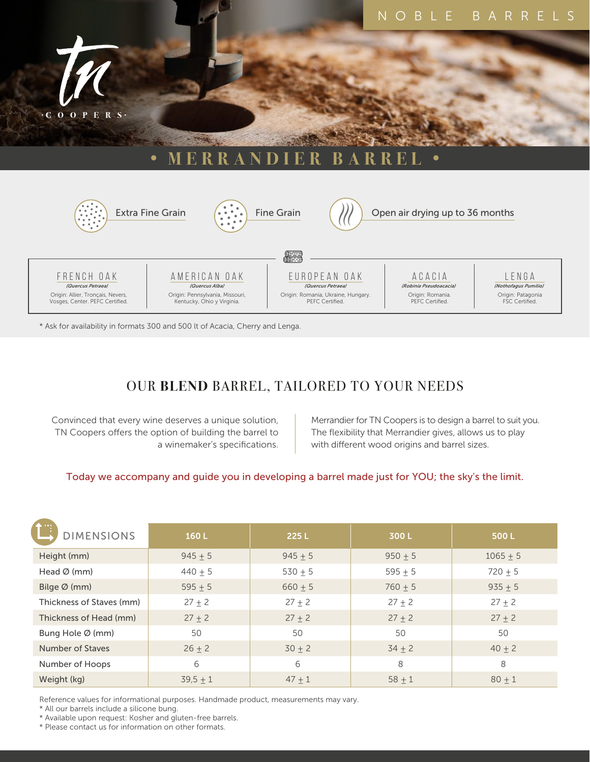NOBLE BARRELS

TN COOPERS

# • MERRANDIER BARREL •

Extra Fine Grain

Fine Grain

Open air drying up to 36 months

| FRENCH OAK | AMERICAN OAK | EUROPEAN OAK | ACACIA | LENGA |
|---|---|---|---|---|
| *(Quercus Petraea)* | *(Quercus Alba)* | *(Quercus Petraea)* | *(Robinia Pseudoacacia)* | *(Nothofagus Pumilio)* |
| Origin: Allier, Tronçais, Nevers, Vosges, Center. PEFC Certified. | Origin: Pennsylvania, Missouri, Kentucky, Ohio y Virginia. | Origin: Romania, Ukraine, Hungary. PEFC Certified. | Origin: Romania. PEFC Certified. | Origin: Patagonia FSC Certified. |

* Ask for availability in formats 300 and 500 lt of Acacia, Cherry and Lenga.

## OUR **BLEND** BARREL, TAILORED TO YOUR NEEDS

Convinced that every wine deserves a unique solution, TN Coopers offers the option of building the barrel to a winemaker's specifications.

Merrandier for TN Coopers is to design a barrel to suit you. The flexibility that Merrandier gives, allows us to play with different wood origins and barrel sizes.

Today we accompany and guide you in developing a barrel made just for YOU; the sky's the limit.

| DIMENSIONS | 160 L | 225 L | 300 L | 500 L |
|---|---|---|---|---|
| Height (mm) | 945 ± 5 | 945 ± 5 | 950 ± 5 | 1065 ± 5 |
| Head Ø (mm) | 440 ± 5 | 530 ± 5 | 595 ± 5 | 720 ± 5 |
| Bilge Ø (mm) | 595 ± 5 | 660 ± 5 | 760 ± 5 | 935 ± 5 |
| Thickness of Staves (mm) | 27 ± 2 | 27 ± 2 | 27 ± 2 | 27 ± 2 |
| Thickness of Head (mm) | 27 ± 2 | 27 ± 2 | 27 ± 2 | 27 ± 2 |
| Bung Hole Ø (mm) | 50 | 50 | 50 | 50 |
| Number of Staves | 26 ± 2 | 30 ± 2 | 34 ± 2 | 40 ± 2 |
| Number of Hoops | 6 | 6 | 8 | 8 |
| Weight (kg) | 39,5 ± 1 | 47 ± 1 | 58 ± 1 | 80 ± 1 |

Reference values for informational purposes. Handmade product, measurements may vary.

* All our barrels include a silicone bung.
* Available upon request: Kosher and gluten-free barrels.
* Please contact us for information on other formats.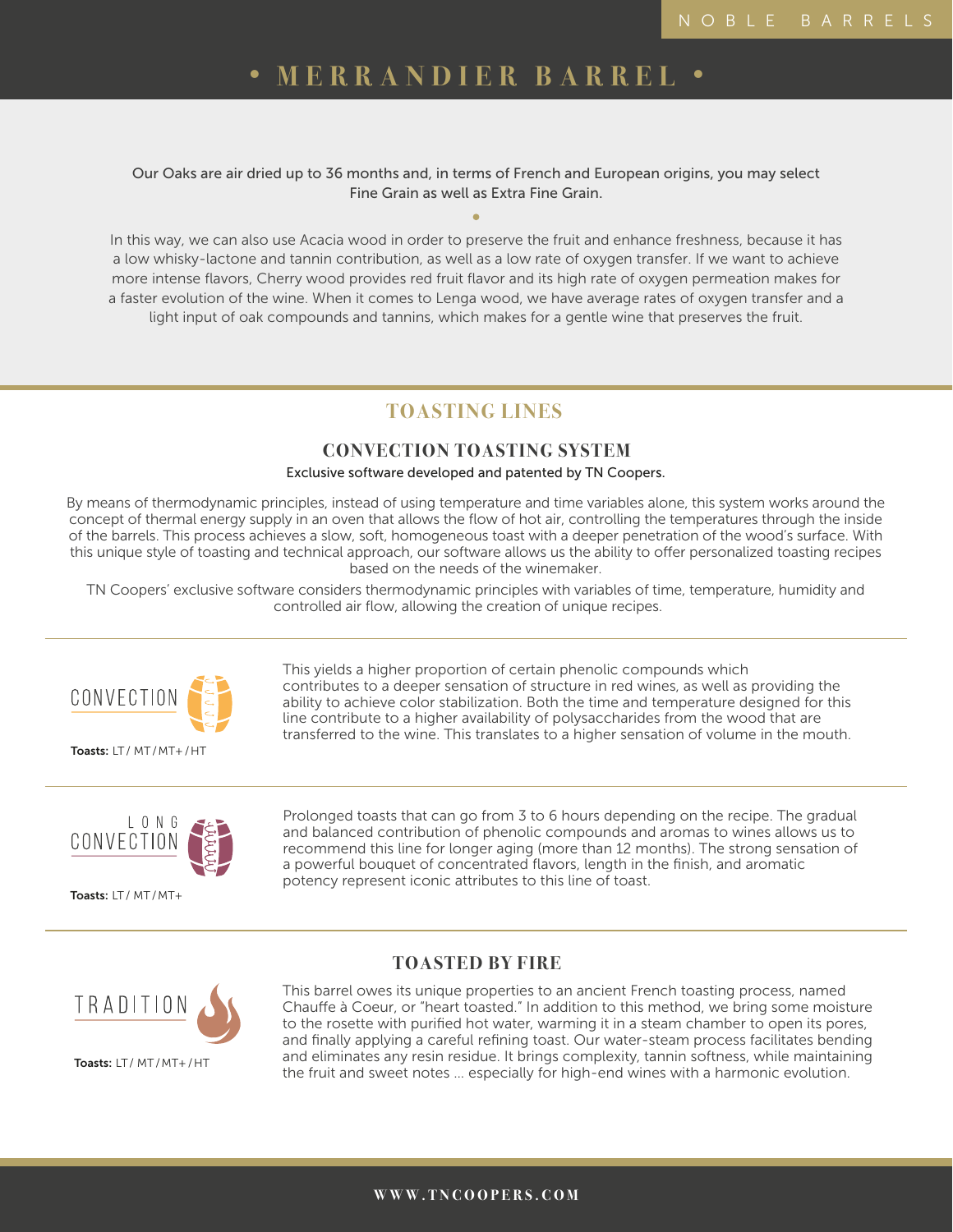# • MERRANDIER BARREL •

Our Oaks are air dried up to 36 months and, in terms of French and European origins, you may select Fine Grain as well as Extra Fine Grain.

•

In this way, we can also use Acacia wood in order to preserve the fruit and enhance freshness, because it has a low whisky-lactone and tannin contribution, as well as a low rate of oxygen transfer. If we want to achieve more intense flavors, Cherry wood provides red fruit flavor and its high rate of oxygen permeation makes for a faster evolution of the wine. When it comes to Lenga wood, we have average rates of oxygen transfer and a light input of oak compounds and tannins, which makes for a gentle wine that preserves the fruit.

## TOASTING LINES

### CONVECTION TOASTING SYSTEM

Exclusive software developed and patented by TN Coopers.

By means of thermodynamic principles, instead of using temperature and time variables alone, this system works around the concept of thermal energy supply in an oven that allows the flow of hot air, controlling the temperatures through the inside of the barrels. This process achieves a slow, soft, homogeneous toast with a deeper penetration of the wood's surface. With this unique style of toasting and technical approach, our software allows us the ability to offer personalized toasting recipes based on the needs of the winemaker.

TN Coopers' exclusive software considers thermodynamic principles with variables of time, temperature, humidity and controlled air flow, allowing the creation of unique recipes.

#### CONVECTION

**Toasts:** LT / MT / MT+ / HT

This yields a higher proportion of certain phenolic compounds which contributes to a deeper sensation of structure in red wines, as well as providing the ability to achieve color stabilization. Both the time and temperature designed for this line contribute to a higher availability of polysaccharides from the wood that are transferred to the wine. This translates to a higher sensation of volume in the mouth.

#### LONG CONVECTION

**Toasts:** LT / MT / MT+

Prolonged toasts that can go from 3 to 6 hours depending on the recipe. The gradual and balanced contribution of phenolic compounds and aromas to wines allows us to recommend this line for longer aging (more than 12 months). The strong sensation of a powerful bouquet of concentrated flavors, length in the finish, and aromatic potency represent iconic attributes to this line of toast.

### TOASTED BY FIRE

#### TRADITION

**Toasts:** LT / MT / MT+ / HT

This barrel owes its unique properties to an ancient French toasting process, named Chauffe à Coeur, or "heart toasted." In addition to this method, we bring some moisture to the rosette with purified hot water, warming it in a steam chamber to open its pores, and finally applying a careful refining toast. Our water-steam process facilitates bending and eliminates any resin residue. It brings complexity, tannin softness, while maintaining the fruit and sweet notes ... especially for high-end wines with a harmonic evolution.